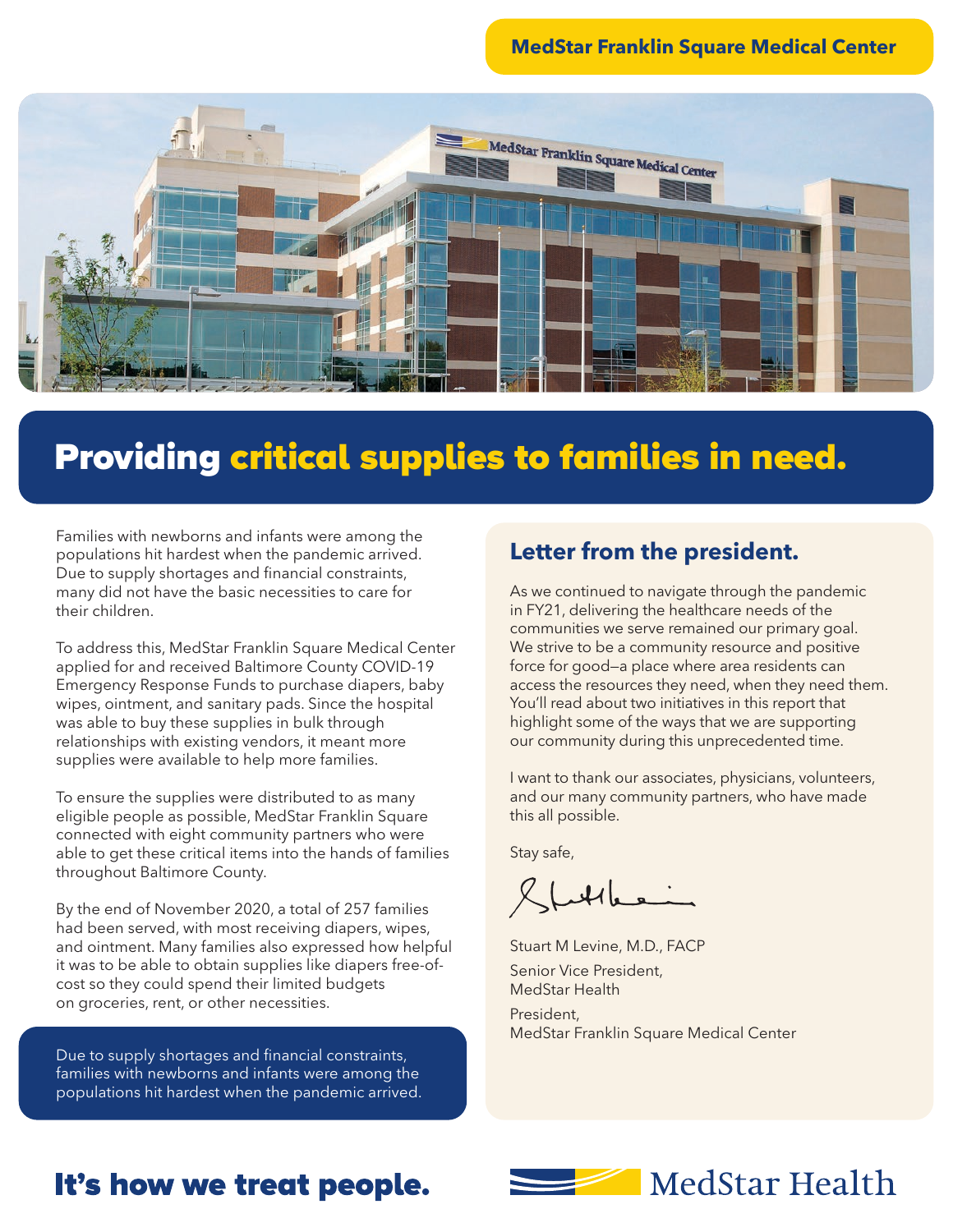MedStar Franklin Square Medical Center

# Providing critical supplies to families in need.

Families with newborns and infants were among the populations hit hardest when the pandemic arrived. Due to supply shortages and financial constraints, many did not have the basic necessities to care for their children.

To address this, MedStar Franklin Square Medical Center applied for and received Baltimore County COVID-19 Emergency Response Funds to purchase diapers, baby wipes, ointment, and sanitary pads. Since the hospital was able to buy these supplies in bulk through relationships with existing vendors, it meant more supplies were available to help more families.

To ensure the supplies were distributed to as many eligible people as possible, MedStar Franklin Square connected with eight community partners who were able to get these critical items into the hands of families throughout Baltimore County.

By the end of November 2020, a total of 257 families had been served, with most receiving diapers, wipes, and ointment. Many families also expressed how helpful it was to be able to obtain supplies like diapers free-of-cost so they could spend their limited budgets on groceries, rent, or other necessities.

> Due to supply shortages and financial constraints, families with newborns and infants were among the populations hit hardest when the pandemic arrived.

## Letter from the president.

As we continued to navigate through the pandemic in FY21, delivering the healthcare needs of the communities we serve remained our primary goal. We strive to be a community resource and positive force for good—a place where area residents can access the resources they need, when they need them. You'll read about two initiatives in this report that highlight some of the ways that we are supporting our community during this unprecedented time.

I want to thank our associates, physicians, volunteers, and our many community partners, who have made this all possible.

Stay safe,

Stuart M Levine, M.D., FACP

Senior Vice President,
MedStar Health

President,
MedStar Franklin Square Medical Center

**It's how we treat people.**

MedStar Health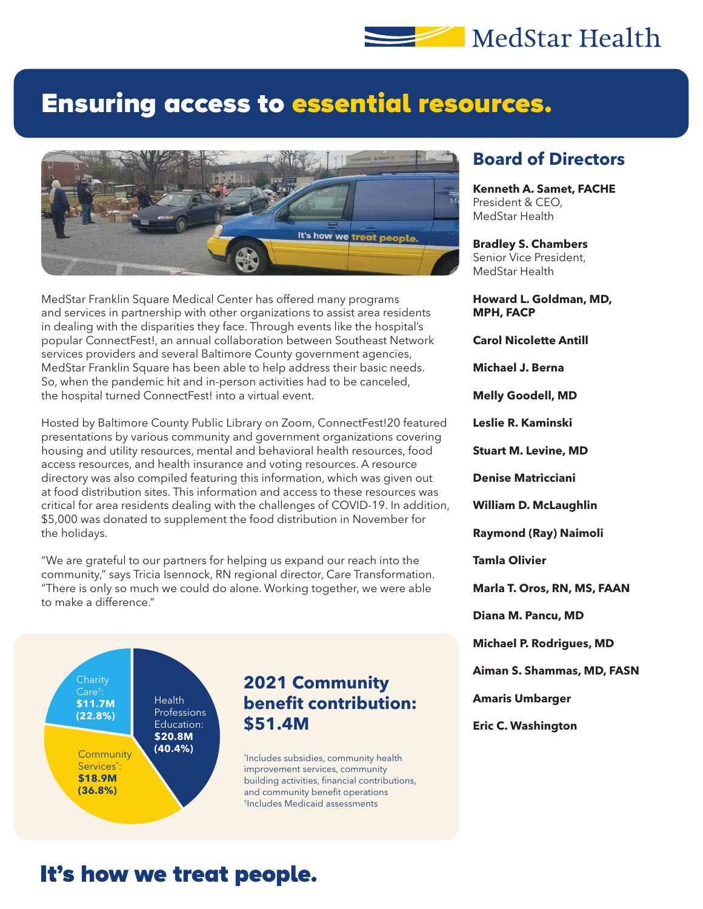# Ensuring access to essential resources.

MedStar Franklin Square Medical Center has offered many programs and services in partnership with other organizations to assist area residents in dealing with the disparities they face. Through events like the hospital's popular ConnectFest!, an annual collaboration between Southeast Network services providers and several Baltimore County government agencies, MedStar Franklin Square has been able to help address their basic needs. So, when the pandemic hit and in-person activities had to be canceled, the hospital turned ConnectFest! into a virtual event.

Hosted by Baltimore County Public Library on Zoom, ConnectFest!20 featured presentations by various community and government organizations covering housing and utility resources, mental and behavioral health resources, food access resources, and health insurance and voting resources. A resource directory was also compiled featuring this information, which was given out at food distribution sites. This information and access to these resources was critical for area residents dealing with the challenges of COVID-19. In addition, $5,000 was donated to supplement the food distribution in November for the holidays.

"We are grateful to our partners for helping us expand our reach into the community," says Tricia Isennock, RN regional director, Care Transformation. "There is only so much we could do alone. Working together, we were able to make a difference."

Charity Care†: **$11.7M (22.8%)**

Health Professions Education: **$20.8M (40.4%)**

Community Services*: **$18.9M (36.8%)**

## 2021 Community benefit contribution: $51.4M

*Includes subsidies, community health improvement services, community building activities, financial contributions, and community benefit operations
†Includes Medicaid assessments

## Board of Directors

**Kenneth A. Samet, FACHE**
President & CEO, MedStar Health

**Bradley S. Chambers**
Senior Vice President, MedStar Health

**Howard L. Goldman, MD, MPH, FACP**

**Carol Nicolette Antill**

**Michael J. Berna**

**Melly Goodell, MD**

**Leslie R. Kaminski**

**Stuart M. Levine, MD**

**Denise Matricciani**

**William D. McLaughlin**

**Raymond (Ray) Naimoli**

**Tamla Olivier**

**Marla T. Oros, RN, MS, FAAN**

**Diana M. Pancu, MD**

**Michael P. Rodrigues, MD**

**Aiman S. Shammas, MD, FASN**

**Amaris Umbarger**

**Eric C. Washington**

**It's how we treat people.**